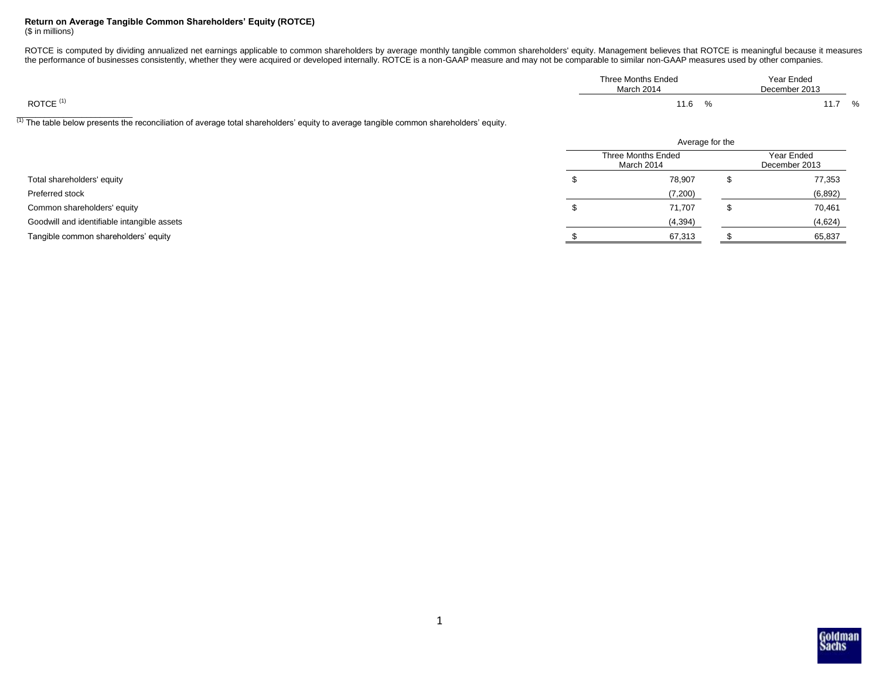**Return on Average Tangible Common Shareholders' Equity (ROTCE)**
($ in millions)

ROTCE is computed by dividing annualized net earnings applicable to common shareholders by average monthly tangible common shareholders' equity. Management believes that ROTCE is meaningful because it measures the performance of businesses consistently, whether they were acquired or developed internally. ROTCE is a non-GAAP measure and may not be comparable to similar non-GAAP measures used by other companies.

| | Three Months Ended March 2014 | Year Ended December 2013 |
|---|---|---|
| ROTCE [(1)] | 11.6 % | 11.7 % |

[(1)] The table below presents the reconciliation of average total shareholders' equity to average tangible common shareholders' equity.

| | Average for the | |
|---|---|---|
| | Three Months Ended March 2014 | Year Ended December 2013 |
| Total shareholders' equity | $ 78,907 | $ 77,353 |
| Preferred stock | (7,200) | (6,892) |
| Common shareholders' equity | $ 71,707 | $ 70,461 |
| Goodwill and identifiable intangible assets | (4,394) | (4,624) |
| Tangible common shareholders' equity | $ 67,313 | $ 65,837 |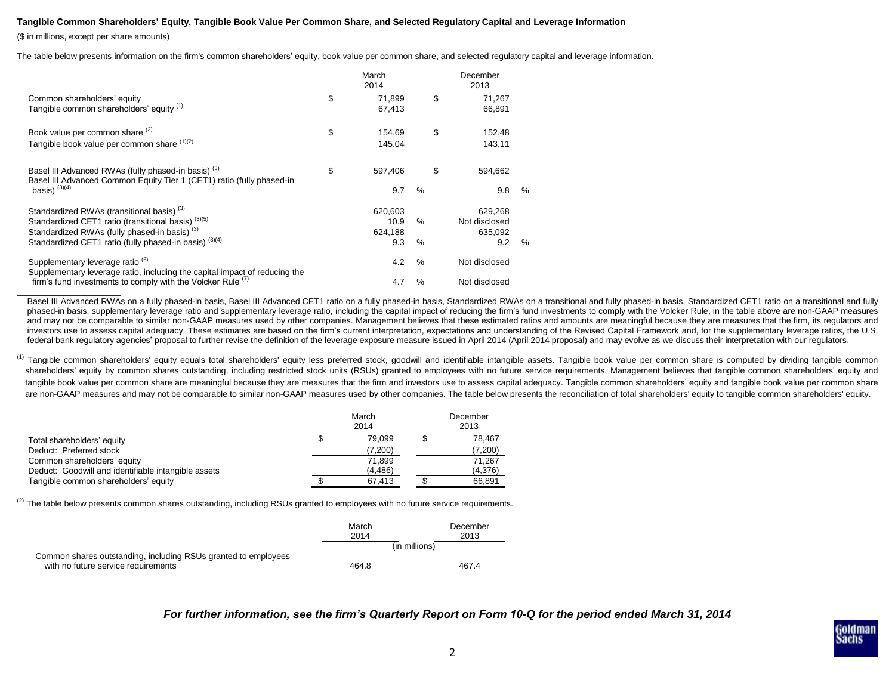**Tangible Common Shareholders' Equity, Tangible Book Value Per Common Share, and Selected Regulatory Capital and Leverage Information**

($ in millions, except per share amounts)

The table below presents information on the firm's common shareholders' equity, book value per common share, and selected regulatory capital and leverage information.

| | March 2014 | December 2013 |
|---|---|---|
| Common shareholders' equity | $ 71,899 | $ 71,267 |
| Tangible common shareholders' equity [(1)] | 67,413 | 66,891 |
| Book value per common share [(2)] | $ 154.69 | $ 152.48 |
| Tangible book value per common share [(1)(2)] | 145.04 | 143.11 |
| Basel III Advanced RWAs (fully phased-in basis) [(3)] | $ 597,406 | $ 594,662 |
| Basel III Advanced Common Equity Tier 1 (CET1) ratio (fully phased-in basis) [(3)(4)] | 9.7 % | 9.8 % |
| Standardized RWAs (transitional basis) [(3)] | 620,603 | 629,268 |
| Standardized CET1 ratio (transitional basis) [(3)(5)] | 10.9 % | Not disclosed |
| Standardized RWAs (fully phased-in basis) [(3)] | 624,188 | 635,092 |
| Standardized CET1 ratio (fully phased-in basis) [(3)(4)] | 9.3 % | 9.2 % |
| Supplementary leverage ratio [(6)] | 4.2 % | Not disclosed |
| Supplementary leverage ratio, including the capital impact of reducing the firm's fund investments to comply with the Volcker Rule [(7)] | 4.7 % | Not disclosed |

Basel III Advanced RWAs on a fully phased-in basis, Basel III Advanced CET1 ratio on a fully phased-in basis, Standardized RWAs on a transitional and fully phased-in basis, Standardized CET1 ratio on a transitional and fully phased-in basis, supplementary leverage ratio and supplementary leverage ratio, including the capital impact of reducing the firm's fund investments to comply with the Volcker Rule, in the table above are non-GAAP measures and may not be comparable to similar non-GAAP measures used by other companies. Management believes that these estimated ratios and amounts are meaningful because they are measures that the firm, its regulators and investors use to assess capital adequacy. These estimates are based on the firm's current interpretation, expectations and understanding of the Revised Capital Framework and, for the supplementary leverage ratios, the U.S. federal bank regulatory agencies' proposal to further revise the definition of the leverage exposure measure issued in April 2014 (April 2014 proposal) and may evolve as we discuss their interpretation with our regulators.

(1) Tangible common shareholders' equity equals total shareholders' equity less preferred stock, goodwill and identifiable intangible assets. Tangible book value per common share is computed by dividing tangible common shareholders' equity by common shares outstanding, including restricted stock units (RSUs) granted to employees with no future service requirements. Management believes that tangible common shareholders' equity and tangible book value per common share are meaningful because they are measures that the firm and investors use to assess capital adequacy. Tangible common shareholders' equity and tangible book value per common share are non-GAAP measures and may not be comparable to similar non-GAAP measures used by other companies. The table below presents the reconciliation of total shareholders' equity to tangible common shareholders' equity.

| | March 2014 | December 2013 |
|---|---|---|
| Total shareholders' equity | $ 79,099 | $ 78,467 |
| Deduct: Preferred stock | (7,200) | (7,200) |
| Common shareholders' equity | 71,899 | 71,267 |
| Deduct: Goodwill and identifiable intangible assets | (4,486) | (4,376) |
| Tangible common shareholders' equity | $ 67,413 | $ 66,891 |

(2) The table below presents common shares outstanding, including RSUs granted to employees with no future service requirements.

| | March 2014 | December 2013 |
|---|---|---|
| | (in millions) | |
| Common shares outstanding, including RSUs granted to employees with no future service requirements | 464.8 | 467.4 |

***For further information, see the firm's Quarterly Report on Form 10-Q for the period ended March 31, 2014***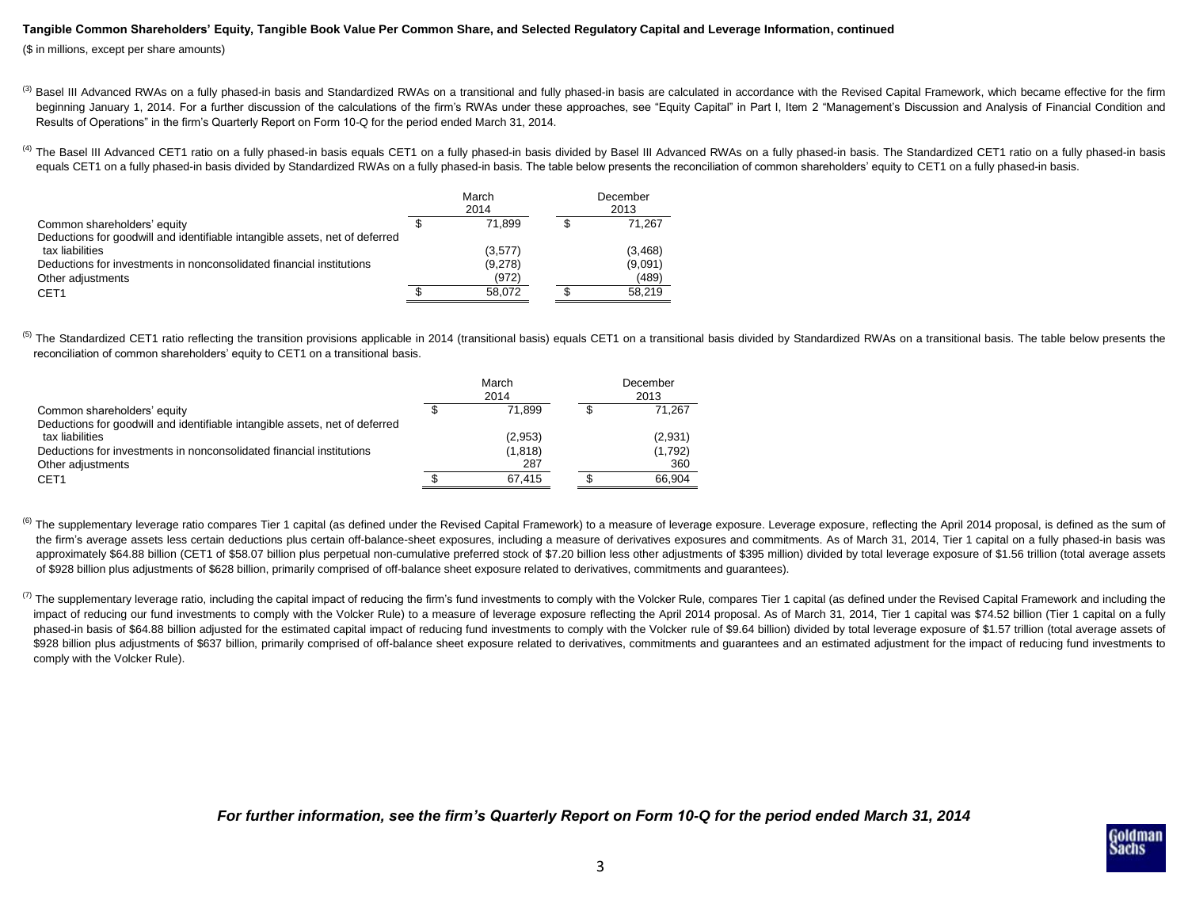**Tangible Common Shareholders' Equity, Tangible Book Value Per Common Share, and Selected Regulatory Capital and Leverage Information, continued**

($ in millions, except per share amounts)

(3) Basel III Advanced RWAs on a fully phased-in basis and Standardized RWAs on a transitional and fully phased-in basis are calculated in accordance with the Revised Capital Framework, which became effective for the firm beginning January 1, 2014. For a further discussion of the calculations of the firm's RWAs under these approaches, see "Equity Capital" in Part I, Item 2 "Management's Discussion and Analysis of Financial Condition and Results of Operations" in the firm's Quarterly Report on Form 10-Q for the period ended March 31, 2014.

(4) The Basel III Advanced CET1 ratio on a fully phased-in basis equals CET1 on a fully phased-in basis divided by Basel III Advanced RWAs on a fully phased-in basis. The Standardized CET1 ratio on a fully phased-in basis equals CET1 on a fully phased-in basis divided by Standardized RWAs on a fully phased-in basis. The table below presents the reconciliation of common shareholders' equity to CET1 on a fully phased-in basis.

| | March 2014 | December 2013 |
|---|---|---|
| Common shareholders' equity | $ 71,899 | $ 71,267 |
| Deductions for goodwill and identifiable intangible assets, net of deferred tax liabilities | (3,577) | (3,468) |
| Deductions for investments in nonconsolidated financial institutions | (9,278) | (9,091) |
| Other adjustments | (972) | (489) |
| CET1 | $ 58,072 | $ 58,219 |

(5) The Standardized CET1 ratio reflecting the transition provisions applicable in 2014 (transitional basis) equals CET1 on a transitional basis divided by Standardized RWAs on a transitional basis. The table below presents the reconciliation of common shareholders' equity to CET1 on a transitional basis.

| | March 2014 | December 2013 |
|---|---|---|
| Common shareholders' equity | $ 71,899 | $ 71,267 |
| Deductions for goodwill and identifiable intangible assets, net of deferred tax liabilities | (2,953) | (2,931) |
| Deductions for investments in nonconsolidated financial institutions | (1,818) | (1,792) |
| Other adjustments | 287 | 360 |
| CET1 | $ 67,415 | $ 66,904 |

(6) The supplementary leverage ratio compares Tier 1 capital (as defined under the Revised Capital Framework) to a measure of leverage exposure. Leverage exposure, reflecting the April 2014 proposal, is defined as the sum of the firm's average assets less certain deductions plus certain off-balance-sheet exposures, including a measure of derivatives exposures and commitments. As of March 31, 2014, Tier 1 capital on a fully phased-in basis was approximately $64.88 billion (CET1 of $58.07 billion plus perpetual non-cumulative preferred stock of $7.20 billion less other adjustments of $395 million) divided by total leverage exposure of $1.56 trillion (total average assets of $928 billion plus adjustments of $628 billion, primarily comprised of off-balance sheet exposure related to derivatives, commitments and guarantees).

(7) The supplementary leverage ratio, including the capital impact of reducing the firm's fund investments to comply with the Volcker Rule, compares Tier 1 capital (as defined under the Revised Capital Framework and including the impact of reducing our fund investments to comply with the Volcker Rule) to a measure of leverage exposure reflecting the April 2014 proposal. As of March 31, 2014, Tier 1 capital was $74.52 billion (Tier 1 capital on a fully phased-in basis of $64.88 billion adjusted for the estimated capital impact of reducing fund investments to comply with the Volcker rule of $9.64 billion) divided by total leverage exposure of $1.57 trillion (total average assets of $928 billion plus adjustments of $637 billion, primarily comprised of off-balance sheet exposure related to derivatives, commitments and guarantees and an estimated adjustment for the impact of reducing fund investments to comply with the Volcker Rule).

***For further information, see the firm's Quarterly Report on Form 10-Q for the period ended March 31, 2014***